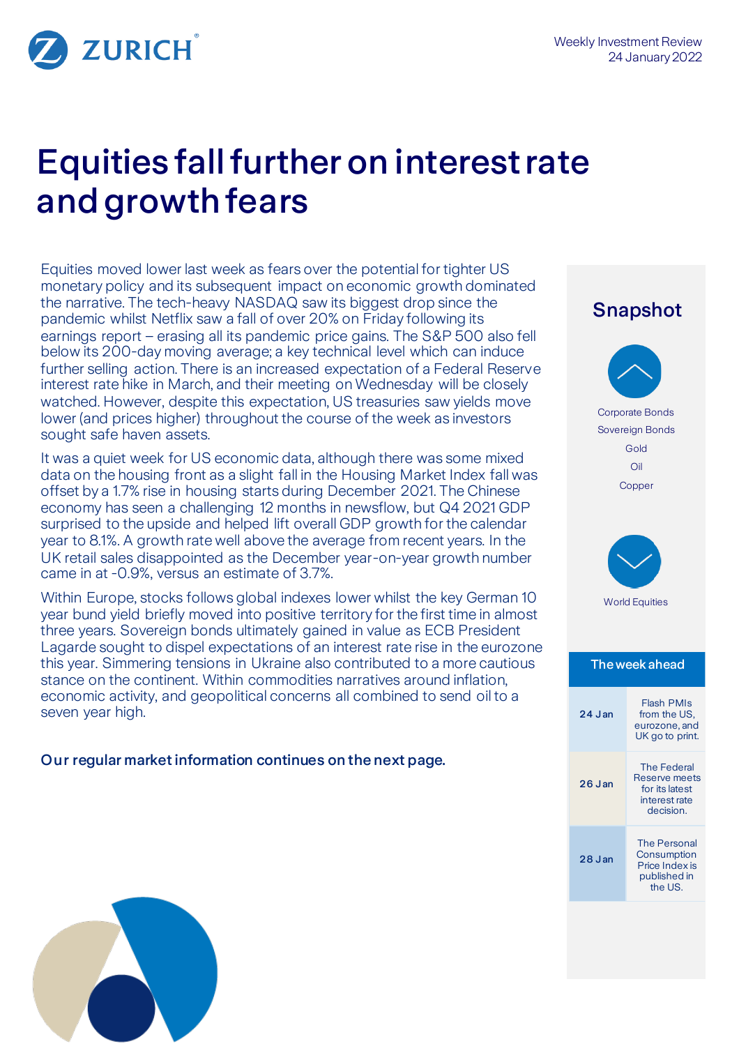ZURICH

Weekly Investment Review
24 January 2022

# Equities fall further on interest rate and growth fears

Equities moved lower last week as fears over the potential for tighter US monetary policy and its subsequent impact on economic growth dominated the narrative. The tech-heavy NASDAQ saw its biggest drop since the pandemic whilst Netflix saw a fall of over 20% on Friday following its earnings report – erasing all its pandemic price gains. The S&P 500 also fell below its 200-day moving average; a key technical level which can induce further selling action. There is an increased expectation of a Federal Reserve interest rate hike in March, and their meeting on Wednesday will be closely watched. However, despite this expectation, US treasuries saw yields move lower (and prices higher) throughout the course of the week as investors sought safe haven assets.

It was a quiet week for US economic data, although there was some mixed data on the housing front as a slight fall in the Housing Market Index fall was offset by a 1.7% rise in housing starts during December 2021. The Chinese economy has seen a challenging 12 months in newsflow, but Q4 2021 GDP surprised to the upside and helped lift overall GDP growth for the calendar year to 8.1%. A growth rate well above the average from recent years. In the UK retail sales disappointed as the December year-on-year growth number came in at -0.9%, versus an estimate of 3.7%.

Within Europe, stocks follows global indexes lower whilst the key German 10 year bund yield briefly moved into positive territory for the first time in almost three years. Sovereign bonds ultimately gained in value as ECB President Lagarde sought to dispel expectations of an interest rate rise in the eurozone this year. Simmering tensions in Ukraine also contributed to a more cautious stance on the continent. Within commodities narratives around inflation, economic activity, and geopolitical concerns all combined to send oil to a seven year high.

**Our regular market information continues on the next page.**

## Snapshot

**Up:**

- Corporate Bonds
- Sovereign Bonds
- Gold
- Oil
- Copper

**Down:**

- World Equities

## The week ahead

| Date | Event |
|---|---|
| 24 Jan | Flash PMIs from the US, eurozone, and UK go to print. |
| 26 Jan | The Federal Reserve meets for its latest interest rate decision. |
| 28 Jan | The Personal Consumption Price Index is published in the US. |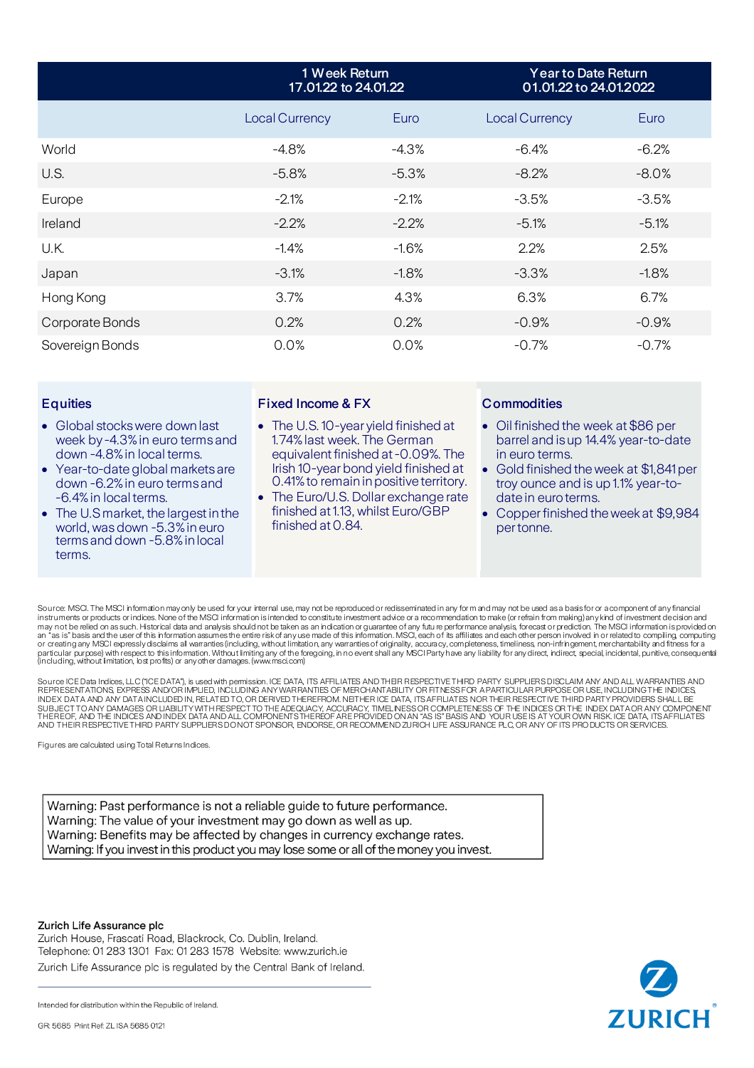| | 1 Week Return 17.01.22 to 24.01.22 | | Year to Date Return 01.01.22 to 24.01.2022 | |
|---|---|---|---|---|
| | Local Currency | Euro | Local Currency | Euro |
| World | -4.8% | -4.3% | -6.4% | -6.2% |
| U.S. | -5.8% | -5.3% | -8.2% | -8.0% |
| Europe | -2.1% | -2.1% | -3.5% | -3.5% |
| Ireland | -2.2% | -2.2% | -5.1% | -5.1% |
| U.K. | -1.4% | -1.6% | 2.2% | 2.5% |
| Japan | -3.1% | -1.8% | -3.3% | -1.8% |
| Hong Kong | 3.7% | 4.3% | 6.3% | 6.7% |
| Corporate Bonds | 0.2% | 0.2% | -0.9% | -0.9% |
| Sovereign Bonds | 0.0% | 0.0% | -0.7% | -0.7% |

### Equities

- Global stocks were down last week by -4.3% in euro terms and down -4.8% in local terms.
- Year-to-date global markets are down -6.2% in euro terms and -6.4% in local terms.
- The U.S market, the largest in the world, was down -5.3% in euro terms and down -5.8% in local terms.

### Fixed Income & FX

- The U.S. 10-year yield finished at 1.74% last week. The German equivalent finished at -0.09%. The Irish 10-year bond yield finished at 0.41% to remain in positive territory.
- The Euro/U.S. Dollar exchange rate finished at 1.13, whilst Euro/GBP finished at 0.84.

### Commodities

- Oil finished the week at $86 per barrel and is up 14.4% year-to-date in euro terms.
- Gold finished the week at $1,841 per troy ounce and is up 1.1% year-to-date in euro terms.
- Copper finished the week at $9,984 per tonne.

Source: MSCI. The MSCI information may only be used for your internal use, may not be reproduced or redisseminated in any form and may not be used as a basis for or a component of any financial instruments or products or indices. None of the MSCI information is intended to constitute investment advice or a recommendation to make (or refrain from making) any kind of investment decision and may not be relied on as such. Historical data and analysis should not be taken as an indication or guarantee of any future performance analysis, forecast or prediction. The MSCI information is provided on an "as is" basis and the user of this information assumes the entire risk of any use made of this information. MSCI, each of its affiliates and each other person involved in or related to compiling, computing or creating any MSCI information (collectively, the "MSCI Parties") expressly disclaims all warranties (including, without limitation, any warranties of originality, accuracy, completeness, timeliness, non-infringement, merchantability and fitness for a particular purpose) with respect to this information. Without limiting any of the foregoing, in no event shall any MSCI Party have any liability for any direct, indirect, special, incidental, punitive, consequential (including, without limitation, lost profits) or any other damages. (www.msci.com)

Source ICE Data Indices, LLC ("ICE DATA"), is used with permission. ICE DATA, ITS AFFILIATES AND THEIR RESPECTIVE THIRD PARTY SUPPLIERS DISCLAIM ANY AND ALL WARRANTIES AND REPRESENTATIONS, EXPRESS AND/OR IMPLIED, INCLUDING ANY WARRANTIES OF MERCHANTABILITY OR FITNESS FOR A PARTICULAR PURPOSE OR USE, INCLUDING THE INDICES, INDEX DATA AND ANY DATA INCLUDED IN, RELATED TO, OR DERIVED THEREFROM. NEITHER ICE DATA, ITS AFFILIATES NOR THEIR RESPECTIVE THIRD PARTY PROVIDERS SHALL BE SUBJECT TO ANY DAMAGES OR LIABILITY WITH RESPECT TO THE ADEQUACY, ACCURACY, TIMELINESS OR COMPLETENESS OF THE INDICES OR THE INDEX DATA OR ANY COMPONENT THEREOF, AND THE INDICES AND INDEX DATA AND ALL COMPONENTS THEREOF ARE PROVIDED ON AN "AS IS" BASIS AND YOUR USE IS AT YOUR OWN RISK. ICE DATA, ITS AFFILIATES AND THEIR RESPECTIVE THIRD PARTY SUPPLIERS DO NOT SPONSOR, ENDORSE, OR RECOMMEND ZURICH LIFE ASSURANCE PLC, OR ANY OF ITS PRODUCTS OR SERVICES.

Figures are calculated using Total Returns Indices.

Warning: Past performance is not a reliable guide to future performance.
Warning: The value of your investment may go down as well as up.
Warning: Benefits may be affected by changes in currency exchange rates.
Warning: If you invest in this product you may lose some or all of the money you invest.

**Zurich Life Assurance plc**
Zurich House, Frascati Road, Blackrock, Co. Dublin, Ireland.
Telephone: 01 283 1301 Fax: 01 283 1578 Website: www.zurich.ie
Zurich Life Assurance plc is regulated by the Central Bank of Ireland.

Intended for distribution within the Republic of Ireland.

GR: 5685 Print Ref: ZL ISA 5685 0121

ZURICH